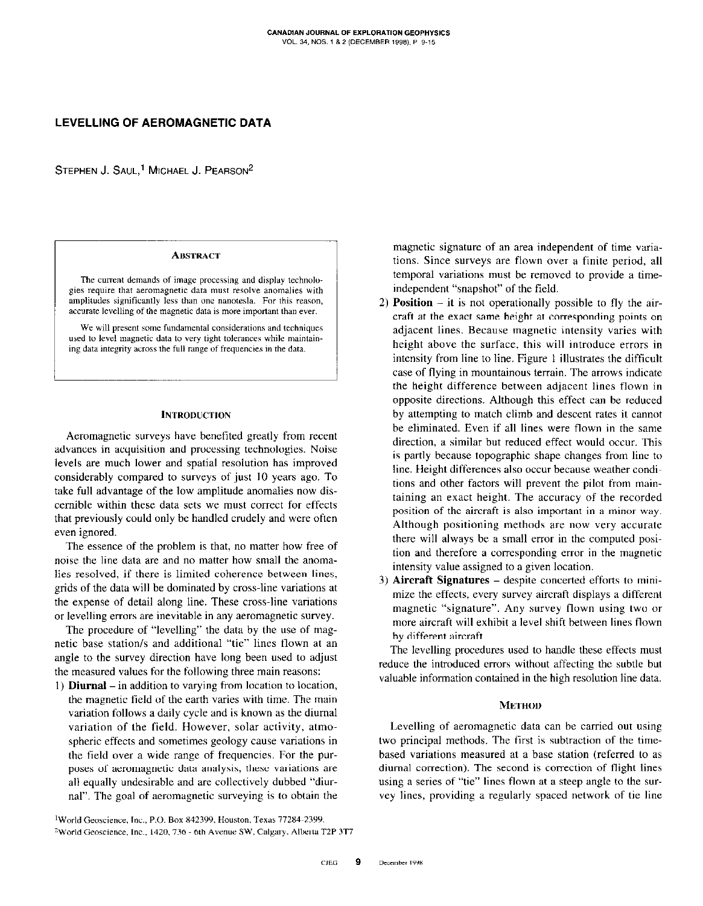# LEVELLING OF AEROMAGNETIC DATA

STEPHEN J. SAUL,[1] MICHAEL J. PEARSON[2]

## ABSTRACT

The current demands of image processing and display technologies require that aeromagnetic data must resolve anomalies with amplitudes significantly less than one nanotesla. For this reason, accurate levelling of the magnetic data is more important than ever.

We will present some fundamental considerations and techniques used to level magnetic data to very tight tolerances while maintaining data integrity across the full range of frequencies in the data.

## INTRODUCTION

Aeromagnetic surveys have benefited greatly from recent advances in acquisition and processing technologies. Noise levels are much lower and spatial resolution has improved considerably compared to surveys of just 10 years ago. To take full advantage of the low amplitude anomalies now discernible within these data sets we must correct for effects that previously could only be handled crudely and were often even ignored.

The essence of the problem is that, no matter how free of noise the line data are and no matter how small the anomalies resolved, if there is limited coherence between lines, grids of the data will be dominated by cross-line variations at the expense of detail along line. These cross-line variations or levelling errors are inevitable in any aeromagnetic survey.

The procedure of "levelling" the data by the use of magnetic base station/s and additional "tie" lines flown at an angle to the survey direction have long been used to adjust the measured values for the following three main reasons:

1) **Diurnal** – in addition to varying from location to location, the magnetic field of the earth varies with time. The main variation follows a daily cycle and is known as the diurnal variation of the field. However, solar activity, atmospheric effects and sometimes geology cause variations in the field over a wide range of frequencies. For the purposes of aeromagnetic data analysis, these variations are all equally undesirable and are collectively dubbed "diurnal". The goal of aeromagnetic surveying is to obtain the magnetic signature of an area independent of time variations. Since surveys are flown over a finite period, all temporal variations must be removed to provide a time-independent "snapshot" of the field.
2) **Position** – it is not operationally possible to fly the aircraft at the exact same height at corresponding points on adjacent lines. Because magnetic intensity varies with height above the surface, this will introduce errors in intensity from line to line. Figure 1 illustrates the difficult case of flying in mountainous terrain. The arrows indicate the height difference between adjacent lines flown in opposite directions. Although this effect can be reduced by attempting to match climb and descent rates it cannot be eliminated. Even if all lines were flown in the same direction, a similar but reduced effect would occur. This is partly because topographic shape changes from line to line. Height differences also occur because weather conditions and other factors will prevent the pilot from maintaining an exact height. The accuracy of the recorded position of the aircraft is also important in a minor way. Although positioning methods are now very accurate there will always be a small error in the computed position and therefore a corresponding error in the magnetic intensity value assigned to a given location.
3) **Aircraft Signatures** – despite concerted efforts to minimize the effects, every survey aircraft displays a different magnetic "signature". Any survey flown using two or more aircraft will exhibit a level shift between lines flown by different aircraft.

The levelling procedures used to handle these effects must reduce the introduced errors without affecting the subtle but valuable information contained in the high resolution line data.

## METHOD

Levelling of aeromagnetic data can be carried out using two principal methods. The first is subtraction of the time-based variations measured at a base station (referred to as diurnal correction). The second is correction of flight lines using a series of "tie" lines flown at a steep angle to the survey lines, providing a regularly spaced network of tie line

[1] World Geoscience, Inc., P.O. Box 842399, Houston, Texas 77284-2399.
[2] World Geoscience, Inc., 1420, 736 - 6th Avenue SW, Calgary, Alberta T2P 3T7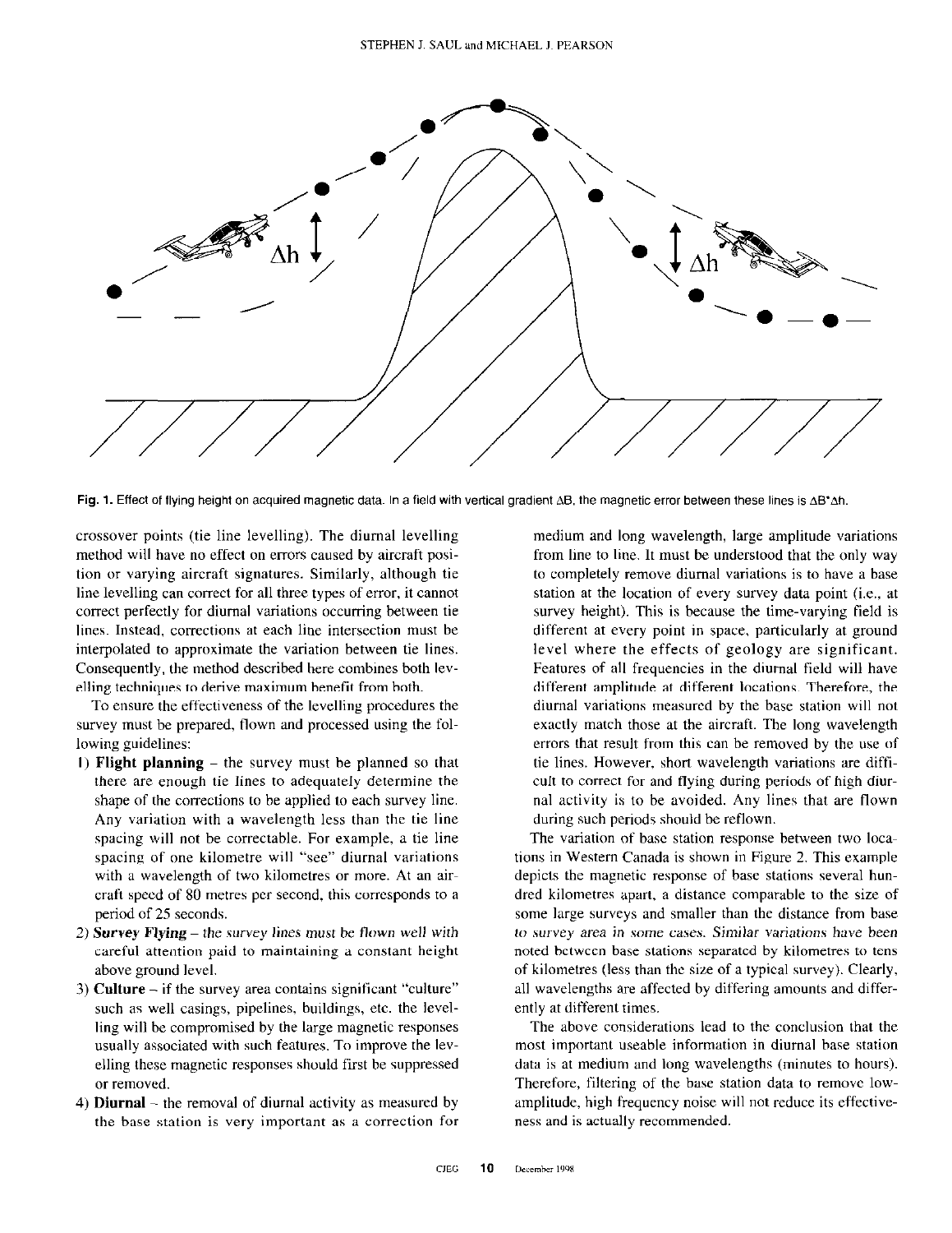Fig. 1. Effect of flying height on acquired magnetic data. In a field with vertical gradient $\Delta B$, the magnetic error between these lines is $\Delta B * \Delta h$.

crossover points (tie line levelling). The diurnal levelling method will have no effect on errors caused by aircraft position or varying aircraft signatures. Similarly, although tie line levelling can correct for all three types of error, it cannot correct perfectly for diurnal variations occurring between tie lines. Instead, corrections at each line intersection must be interpolated to approximate the variation between tie lines. Consequently, the method described here combines both levelling techniques to derive maximum benefit from both.

To ensure the effectiveness of the levelling procedures the survey must be prepared, flown and processed using the following guidelines:

1) **Flight planning** – the survey must be planned so that there are enough tie lines to adequately determine the shape of the corrections to be applied to each survey line. Any variation with a wavelength less than the tie line spacing will not be correctable. For example, a tie line spacing of one kilometre will "see" diurnal variations with a wavelength of two kilometres or more. At an aircraft speed of 80 metres per second, this corresponds to a period of 25 seconds.
2) ***Survey Flying*** – *the survey lines must be flown well with careful attention paid to maintaining a constant height above ground level.*
3) **Culture** – if the survey area contains significant "culture" such as well casings, pipelines, buildings, etc. the levelling will be compromised by the large magnetic responses usually associated with such features. To improve the levelling these magnetic responses should first be suppressed or removed.
4) **Diurnal** – the removal of diurnal activity as measured by the base station is very important as a correction for medium and long wavelength, large amplitude variations from line to line. It must be understood that the only way to completely remove diurnal variations is to have a base station at the location of every survey data point (i.e., at survey height). This is because the time-varying field is different at every point in space, particularly at ground level where the effects of geology are significant. Features of all frequencies in the diurnal field will have different amplitude at different locations. Therefore, the diurnal variations measured by the base station will not exactly match those at the aircraft. The long wavelength errors that result from this can be removed by the use of tie lines. However, short wavelength variations are difficult to correct for and flying during periods of high diurnal activity is to be avoided. Any lines that are flown during such periods should be reflown.

The variation of base station response between two locations in Western Canada is shown in Figure 2. This example depicts the magnetic response of base stations several hundred kilometres apart, a distance comparable to the size of some large surveys and smaller than the distance from base to survey area in some cases. Similar variations have been noted between base stations separated by kilometres to tens of kilometres (less than the size of a typical survey). Clearly, all wavelengths are affected by differing amounts and differently at different times.

The above considerations lead to the conclusion that the most important useable information in diurnal base station data is at medium and long wavelengths (minutes to hours). Therefore, filtering of the base station data to remove low-amplitude, high frequency noise will not reduce its effectiveness and is actually recommended.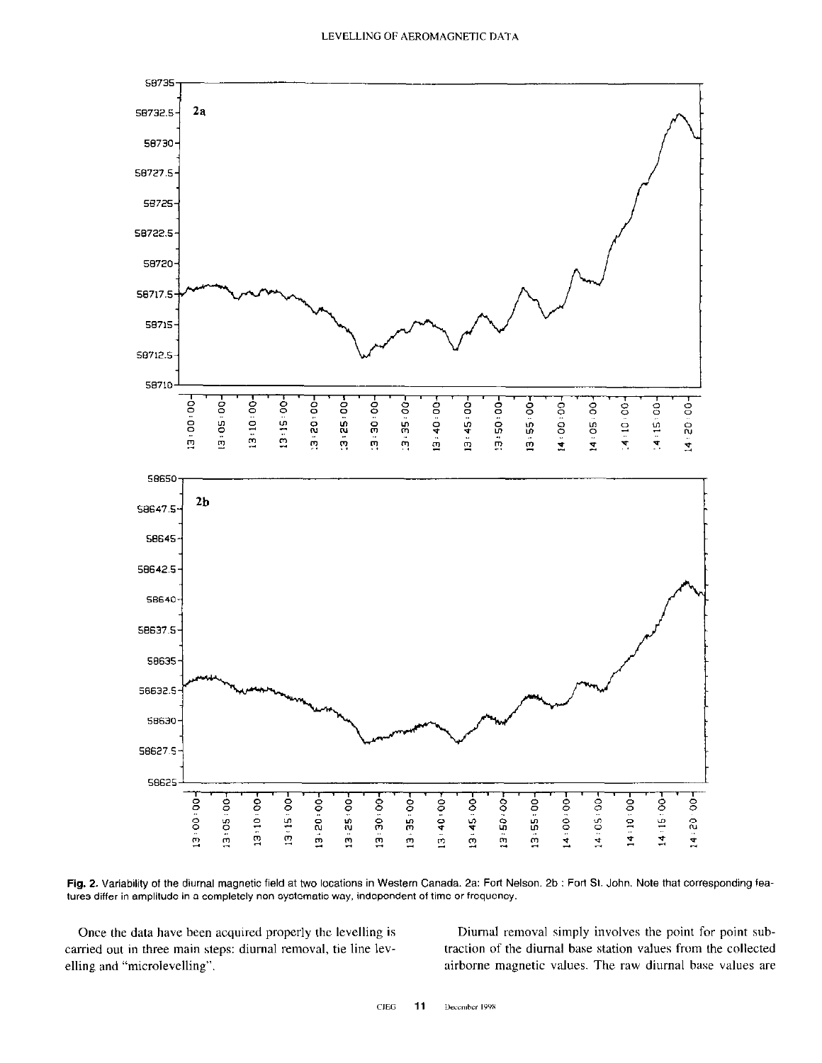Fig. 2. Variability of the diurnal magnetic field at two locations in Western Canada. 2a: Fort Nelson. 2b : Fort St. John. Note that corresponding features differ in amplitude in a completely non systematic way, independent of time or frequency.

Once the data have been acquired properly the levelling is carried out in three main steps: diurnal removal, tie line levelling and "microlevelling".

Diurnal removal simply involves the point for point subtraction of the diurnal base station values from the collected airborne magnetic values. The raw diurnal base values are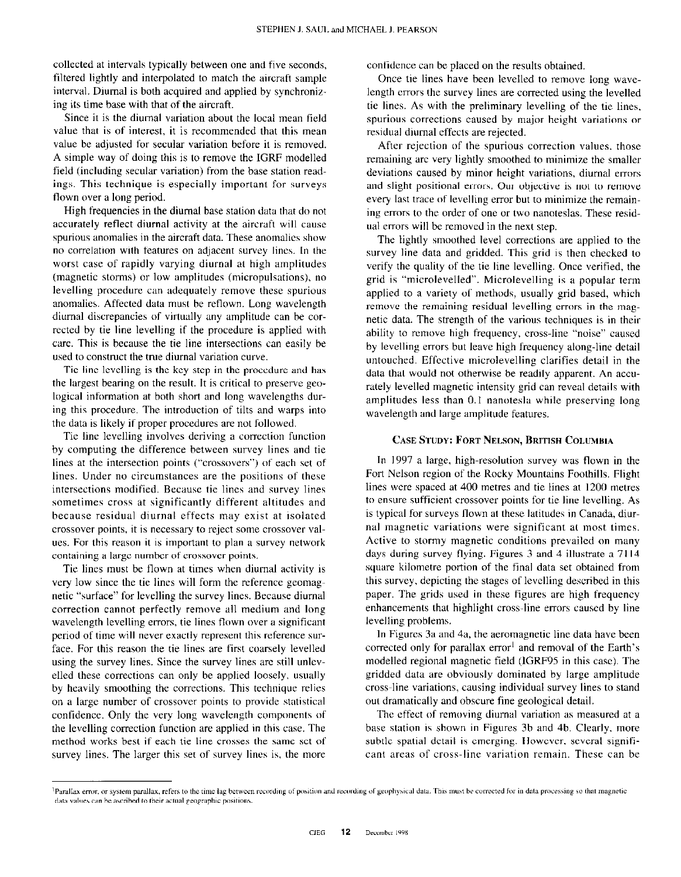collected at intervals typically between one and five seconds, filtered lightly and interpolated to match the aircraft sample interval. Diurnal is both acquired and applied by synchronizing its time base with that of the aircraft.

Since it is the diurnal variation about the local mean field value that is of interest, it is recommended that this mean value be adjusted for secular variation before it is removed. A simple way of doing this is to remove the IGRF modelled field (including secular variation) from the base station readings. This technique is especially important for surveys flown over a long period.

High frequencies in the diurnal base station data that do not accurately reflect diurnal activity at the aircraft will cause spurious anomalies in the aircraft data. These anomalies show no correlation with features on adjacent survey lines. In the worst case of rapidly varying diurnal at high amplitudes (magnetic storms) or low amplitudes (micropulsations), no levelling procedure can adequately remove these spurious anomalies. Affected data must be reflown. Long wavelength diurnal discrepancies of virtually any amplitude can be corrected by tie line levelling if the procedure is applied with care. This is because the tie line intersections can easily be used to construct the true diurnal variation curve.

Tie line levelling is the key step in the procedure and has the largest bearing on the result. It is critical to preserve geological information at both short and long wavelengths during this procedure. The introduction of tilts and warps into the data is likely if proper procedures are not followed.

Tie line levelling involves deriving a correction function by computing the difference between survey lines and tie lines at the intersection points ("crossovers") of each set of lines. Under no circumstances are the positions of these intersections modified. Because tie lines and survey lines sometimes cross at significantly different altitudes and because residual diurnal effects may exist at isolated crossover points, it is necessary to reject some crossover values. For this reason it is important to plan a survey network containing a large number of crossover points.

Tie lines must be flown at times when diurnal activity is very low since the tie lines will form the reference geomagnetic "surface" for levelling the survey lines. Because diurnal correction cannot perfectly remove all medium and long wavelength levelling errors, tie lines flown over a significant period of time will never exactly represent this reference surface. For this reason the tie lines are first coarsely levelled using the survey lines. Since the survey lines are still unlevelled these corrections can only be applied loosely, usually by heavily smoothing the corrections. This technique relies on a large number of crossover points to provide statistical confidence. Only the very long wavelength components of the levelling correction function are applied in this case. The method works best if each tie line crosses the same set of survey lines. The larger this set of survey lines is, the more confidence can be placed on the results obtained.

Once tie lines have been levelled to remove long wavelength errors the survey lines are corrected using the levelled tie lines. As with the preliminary levelling of the tie lines, spurious corrections caused by major height variations or residual diurnal effects are rejected.

After rejection of the spurious correction values, those remaining are very lightly smoothed to minimize the smaller deviations caused by minor height variations, diurnal errors and slight positional errors. Our objective is not to remove every last trace of levelling error but to minimize the remaining errors to the order of one or two nanoteslas. These residual errors will be removed in the next step.

The lightly smoothed level corrections are applied to the survey line data and gridded. This grid is then checked to verify the quality of the tie line levelling. Once verified, the grid is "microlevelled". Microlevelling is a popular term applied to a variety of methods, usually grid based, which remove the remaining residual levelling errors in the magnetic data. The strength of the various techniques is in their ability to remove high frequency, cross-line "noise" caused by levelling errors but leave high frequency along-line detail untouched. Effective microlevelling clarifies detail in the data that would not otherwise be readily apparent. An accurately levelled magnetic intensity grid can reveal details with amplitudes less than 0.1 nanotesla while preserving long wavelength and large amplitude features.

## Case Study: Fort Nelson, British Columbia

In 1997 a large, high-resolution survey was flown in the Fort Nelson region of the Rocky Mountains Foothills. Flight lines were spaced at 400 metres and tie lines at 1200 metres to ensure sufficient crossover points for tie line levelling. As is typical for surveys flown at these latitudes in Canada, diurnal magnetic variations were significant at most times. Active to stormy magnetic conditions prevailed on many days during survey flying. Figures 3 and 4 illustrate a 7114 square kilometre portion of the final data set obtained from this survey, depicting the stages of levelling described in this paper. The grids used in these figures are high frequency enhancements that highlight cross-line errors caused by line levelling problems.

In Figures 3a and 4a, the aeromagnetic line data have been corrected only for parallax error[1] and removal of the Earth's modelled regional magnetic field (IGRF95 in this case). The gridded data are obviously dominated by large amplitude cross-line variations, causing individual survey lines to stand out dramatically and obscure fine geological detail.

The effect of removing diurnal variation as measured at a base station is shown in Figures 3b and 4b. Clearly, more subtle spatial detail is emerging. However, several significant areas of cross-line variation remain. These can be

[1]Parallax error, or system parallax, refers to the time lag between recording of position and recording of geophysical data. This must be corrected for in data processing so that magnetic data values can be ascribed to their actual geographic positions.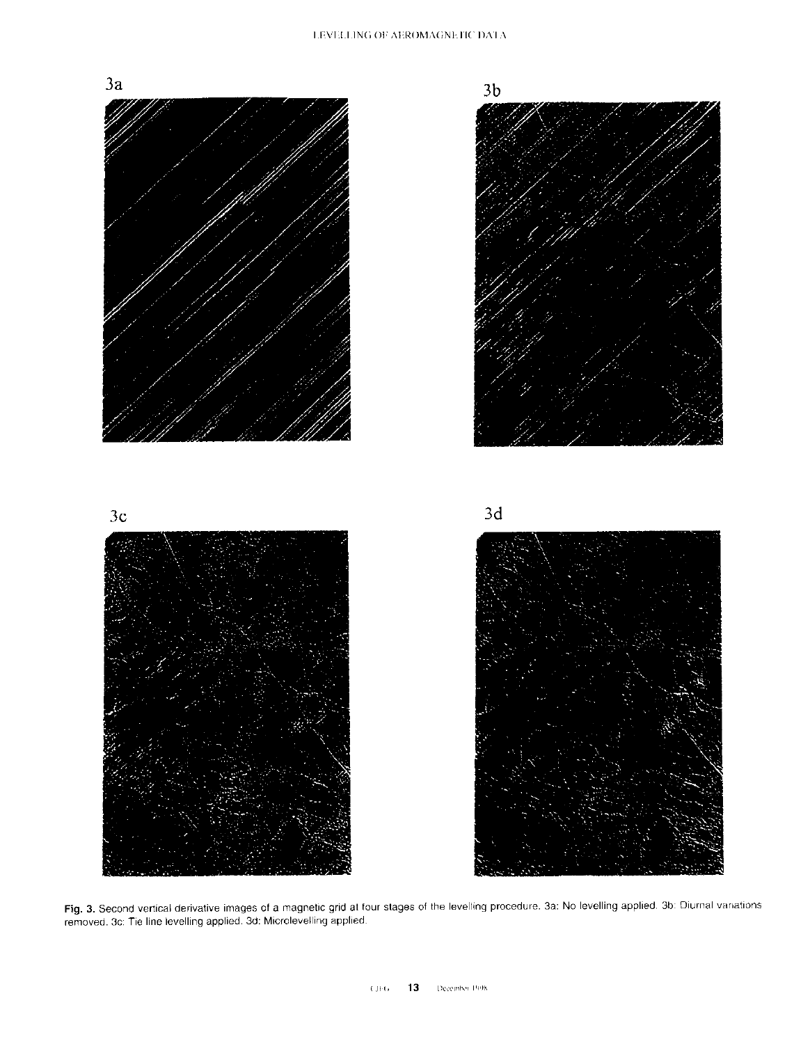3a

3b

3c

3d

**Fig. 3.** Second vertical derivative images of a magnetic grid at four stages of the levelling procedure. 3a: No levelling applied. 3b: Diurnal variations removed. 3c: Tie line levelling applied. 3d: Microlevelling applied.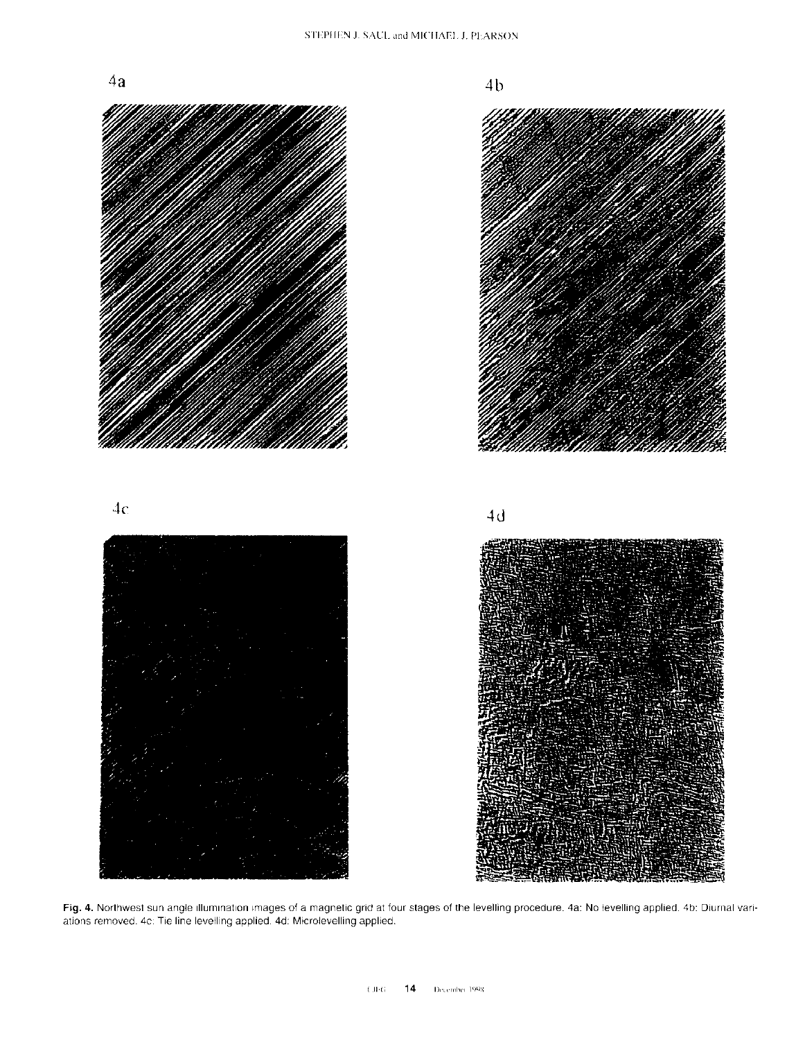4a

4b

4c

4d

**Fig. 4.** Northwest sun angle illumination images of a magnetic grid at four stages of the levelling procedure. 4a: No levelling applied. 4b: Diurnal variations removed. 4c: Tie line levelling applied. 4d: Microlevelling applied.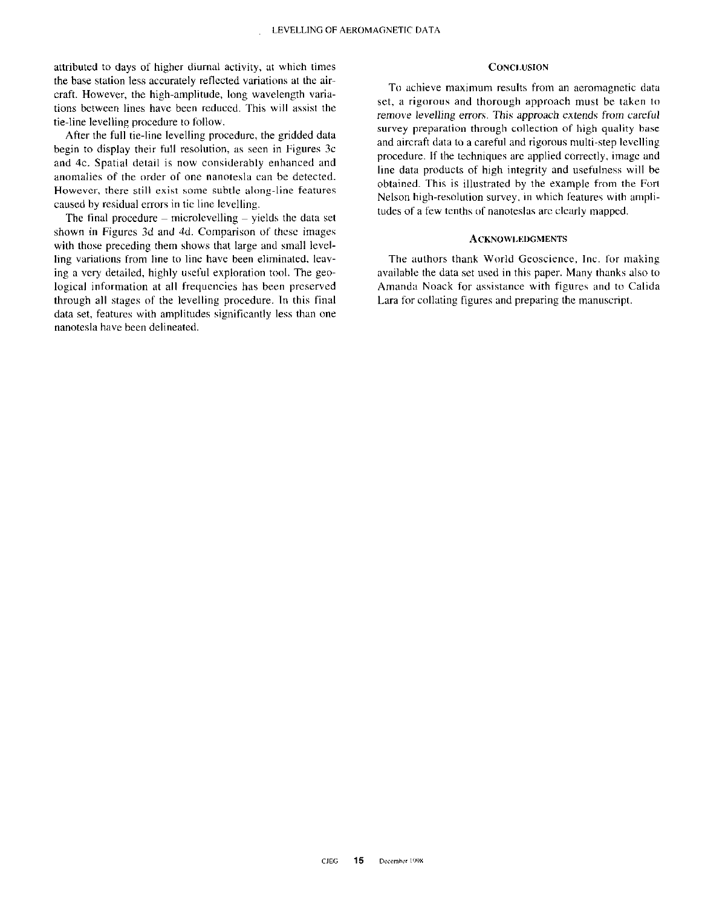attributed to days of higher diurnal activity, at which times the base station less accurately reflected variations at the aircraft. However, the high-amplitude, long wavelength variations between lines have been reduced. This will assist the tie-line levelling procedure to follow.

After the full tie-line levelling procedure, the gridded data begin to display their full resolution, as seen in Figures 3c and 4c. Spatial detail is now considerably enhanced and anomalies of the order of one nanotesla can be detected. However, there still exist some subtle along-line features caused by residual errors in tie line levelling.

The final procedure – microlevelling – yields the data set shown in Figures 3d and 4d. Comparison of these images with those preceding them shows that large and small levelling variations from line to line have been eliminated, leaving a very detailed, highly useful exploration tool. The geological information at all frequencies has been preserved through all stages of the levelling procedure. In this final data set, features with amplitudes significantly less than one nanotesla have been delineated.

## Conclusion

To achieve maximum results from an aeromagnetic data set, a rigorous and thorough approach must be taken to remove levelling errors. This approach extends from careful survey preparation through collection of high quality base and aircraft data to a careful and rigorous multi-step levelling procedure. If the techniques are applied correctly, image and line data products of high integrity and usefulness will be obtained. This is illustrated by the example from the Fort Nelson high-resolution survey, in which features with amplitudes of a few tenths of nanoteslas are clearly mapped.

## Acknowledgments

The authors thank World Geoscience, Inc. for making available the data set used in this paper. Many thanks also to Amanda Noack for assistance with figures and to Calida Lara for collating figures and preparing the manuscript.